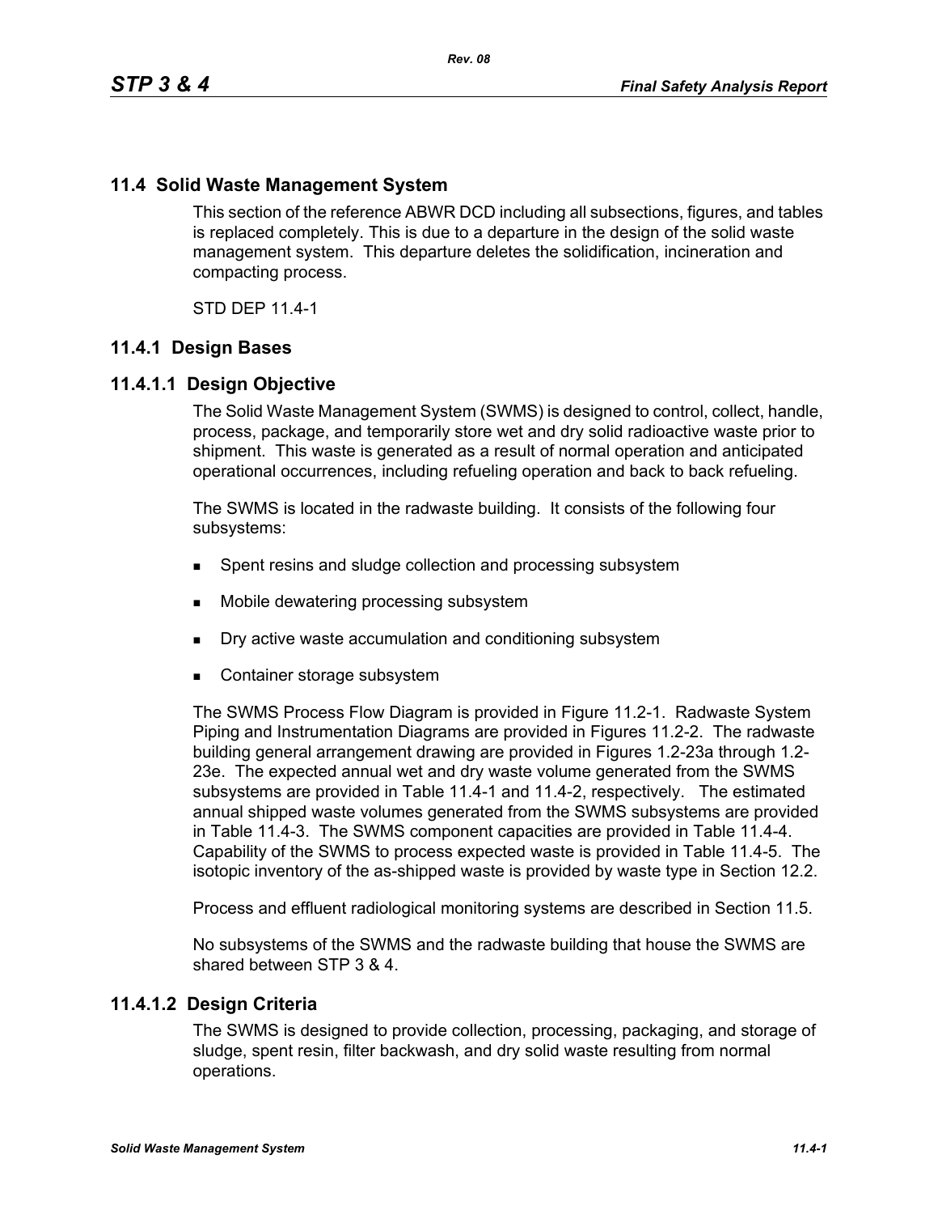## 11.4 Solid Waste Management System

This section of the reference ABWR DCD including all subsections, figures, and tables is replaced completely. This is due to a departure in the design of the solid waste management system. This departure deletes the solidification, incineration and compacting process.

STD DEP 11.4-1

### 11.4.1 Design Bases

#### 11.4.1.1 Design Objective

The Solid Waste Management System (SWMS) is designed to control, collect, handle, process, package, and temporarily store wet and dry solid radioactive waste prior to shipment. This waste is generated as a result of normal operation and anticipated operational occurrences, including refueling operation and back to back refueling.

The SWMS is located in the radwaste building. It consists of the following four subsystems:

- Spent resins and sludge collection and processing subsystem
- Mobile dewatering processing subsystem
- Dry active waste accumulation and conditioning subsystem
- Container storage subsystem

The SWMS Process Flow Diagram is provided in Figure 11.2-1. Radwaste System Piping and Instrumentation Diagrams are provided in Figures 11.2-2. The radwaste building general arrangement drawing are provided in Figures 1.2-23a through 1.2-23e. The expected annual wet and dry waste volume generated from the SWMS subsystems are provided in Table 11.4-1 and 11.4-2, respectively. The estimated annual shipped waste volumes generated from the SWMS subsystems are provided in Table 11.4-3. The SWMS component capacities are provided in Table 11.4-4. Capability of the SWMS to process expected waste is provided in Table 11.4-5. The isotopic inventory of the as-shipped waste is provided by waste type in Section 12.2.

Process and effluent radiological monitoring systems are described in Section 11.5.

No subsystems of the SWMS and the radwaste building that house the SWMS are shared between STP 3 & 4.

#### 11.4.1.2 Design Criteria

The SWMS is designed to provide collection, processing, packaging, and storage of sludge, spent resin, filter backwash, and dry solid waste resulting from normal operations.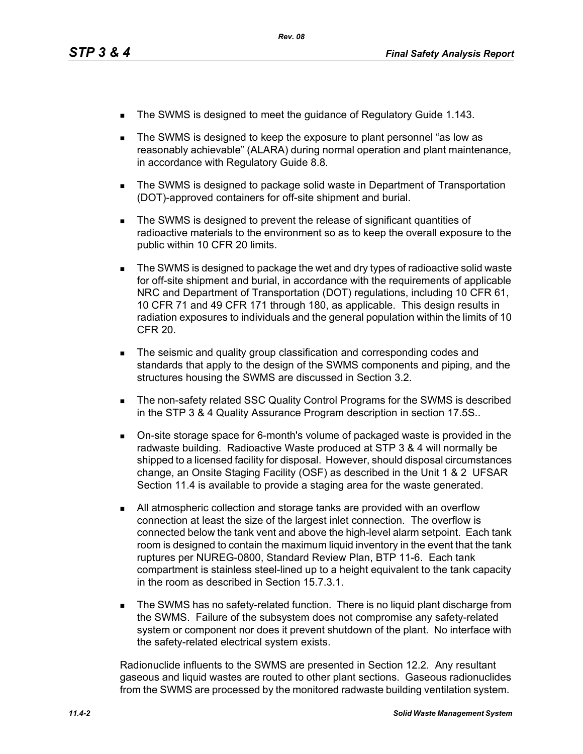- The SWMS is designed to meet the guidance of Regulatory Guide 1.143.
- The SWMS is designed to keep the exposure to plant personnel “as low as reasonably achievable” (ALARA) during normal operation and plant maintenance, in accordance with Regulatory Guide 8.8.
- The SWMS is designed to package solid waste in Department of Transportation (DOT)-approved containers for off-site shipment and burial.
- The SWMS is designed to prevent the release of significant quantities of radioactive materials to the environment so as to keep the overall exposure to the public within 10 CFR 20 limits.
- The SWMS is designed to package the wet and dry types of radioactive solid waste for off-site shipment and burial, in accordance with the requirements of applicable NRC and Department of Transportation (DOT) regulations, including 10 CFR 61, 10 CFR 71 and 49 CFR 171 through 180, as applicable. This design results in radiation exposures to individuals and the general population within the limits of 10 CFR 20.
- The seismic and quality group classification and corresponding codes and standards that apply to the design of the SWMS components and piping, and the structures housing the SWMS are discussed in Section 3.2.
- The non-safety related SSC Quality Control Programs for the SWMS is described in the STP 3 & 4 Quality Assurance Program description in section 17.5S..
- On-site storage space for 6-month's volume of packaged waste is provided in the radwaste building. Radioactive Waste produced at STP 3 & 4 will normally be shipped to a licensed facility for disposal. However, should disposal circumstances change, an Onsite Staging Facility (OSF) as described in the Unit 1 & 2 UFSAR Section 11.4 is available to provide a staging area for the waste generated.
- All atmospheric collection and storage tanks are provided with an overflow connection at least the size of the largest inlet connection. The overflow is connected below the tank vent and above the high-level alarm setpoint. Each tank room is designed to contain the maximum liquid inventory in the event that the tank ruptures per NUREG-0800, Standard Review Plan, BTP 11-6. Each tank compartment is stainless steel-lined up to a height equivalent to the tank capacity in the room as described in Section 15.7.3.1.
- The SWMS has no safety-related function. There is no liquid plant discharge from the SWMS. Failure of the subsystem does not compromise any safety-related system or component nor does it prevent shutdown of the plant. No interface with the safety-related electrical system exists.

Radionuclide influents to the SWMS are presented in Section 12.2. Any resultant gaseous and liquid wastes are routed to other plant sections. Gaseous radionuclides from the SWMS are processed by the monitored radwaste building ventilation system.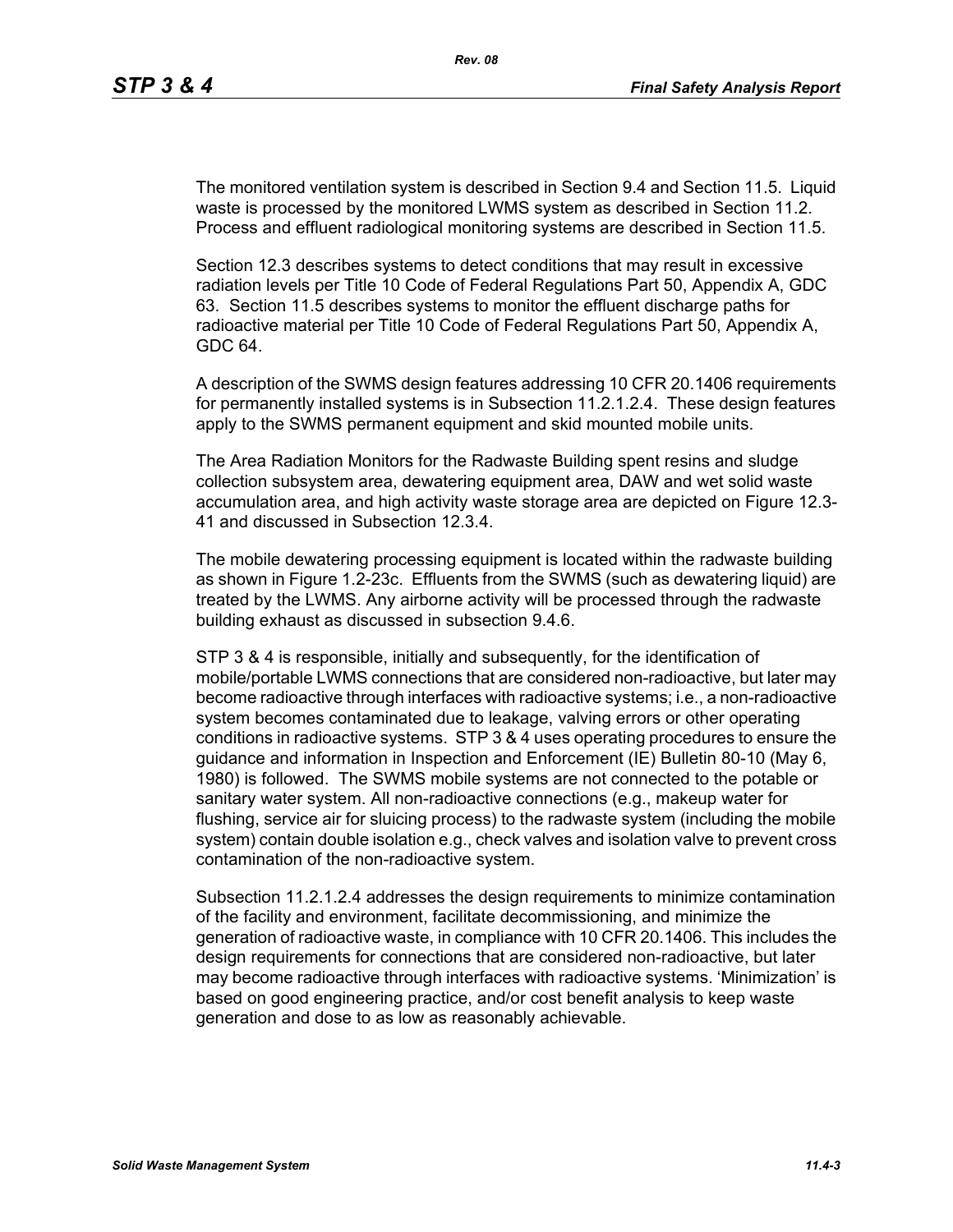The monitored ventilation system is described in Section 9.4 and Section 11.5. Liquid waste is processed by the monitored LWMS system as described in Section 11.2. Process and effluent radiological monitoring systems are described in Section 11.5.

Section 12.3 describes systems to detect conditions that may result in excessive radiation levels per Title 10 Code of Federal Regulations Part 50, Appendix A, GDC 63. Section 11.5 describes systems to monitor the effluent discharge paths for radioactive material per Title 10 Code of Federal Regulations Part 50, Appendix A, GDC 64.

A description of the SWMS design features addressing 10 CFR 20.1406 requirements for permanently installed systems is in Subsection 11.2.1.2.4. These design features apply to the SWMS permanent equipment and skid mounted mobile units.

The Area Radiation Monitors for the Radwaste Building spent resins and sludge collection subsystem area, dewatering equipment area, DAW and wet solid waste accumulation area, and high activity waste storage area are depicted on Figure 12.3-41 and discussed in Subsection 12.3.4.

The mobile dewatering processing equipment is located within the radwaste building as shown in Figure 1.2-23c. Effluents from the SWMS (such as dewatering liquid) are treated by the LWMS. Any airborne activity will be processed through the radwaste building exhaust as discussed in subsection 9.4.6.

STP 3 & 4 is responsible, initially and subsequently, for the identification of mobile/portable LWMS connections that are considered non-radioactive, but later may become radioactive through interfaces with radioactive systems; i.e., a non-radioactive system becomes contaminated due to leakage, valving errors or other operating conditions in radioactive systems. STP 3 & 4 uses operating procedures to ensure the guidance and information in Inspection and Enforcement (IE) Bulletin 80-10 (May 6, 1980) is followed. The SWMS mobile systems are not connected to the potable or sanitary water system. All non-radioactive connections (e.g., makeup water for flushing, service air for sluicing process) to the radwaste system (including the mobile system) contain double isolation e.g., check valves and isolation valve to prevent cross contamination of the non-radioactive system.

Subsection 11.2.1.2.4 addresses the design requirements to minimize contamination of the facility and environment, facilitate decommissioning, and minimize the generation of radioactive waste, in compliance with 10 CFR 20.1406. This includes the design requirements for connections that are considered non-radioactive, but later may become radioactive through interfaces with radioactive systems. 'Minimization' is based on good engineering practice, and/or cost benefit analysis to keep waste generation and dose to as low as reasonably achievable.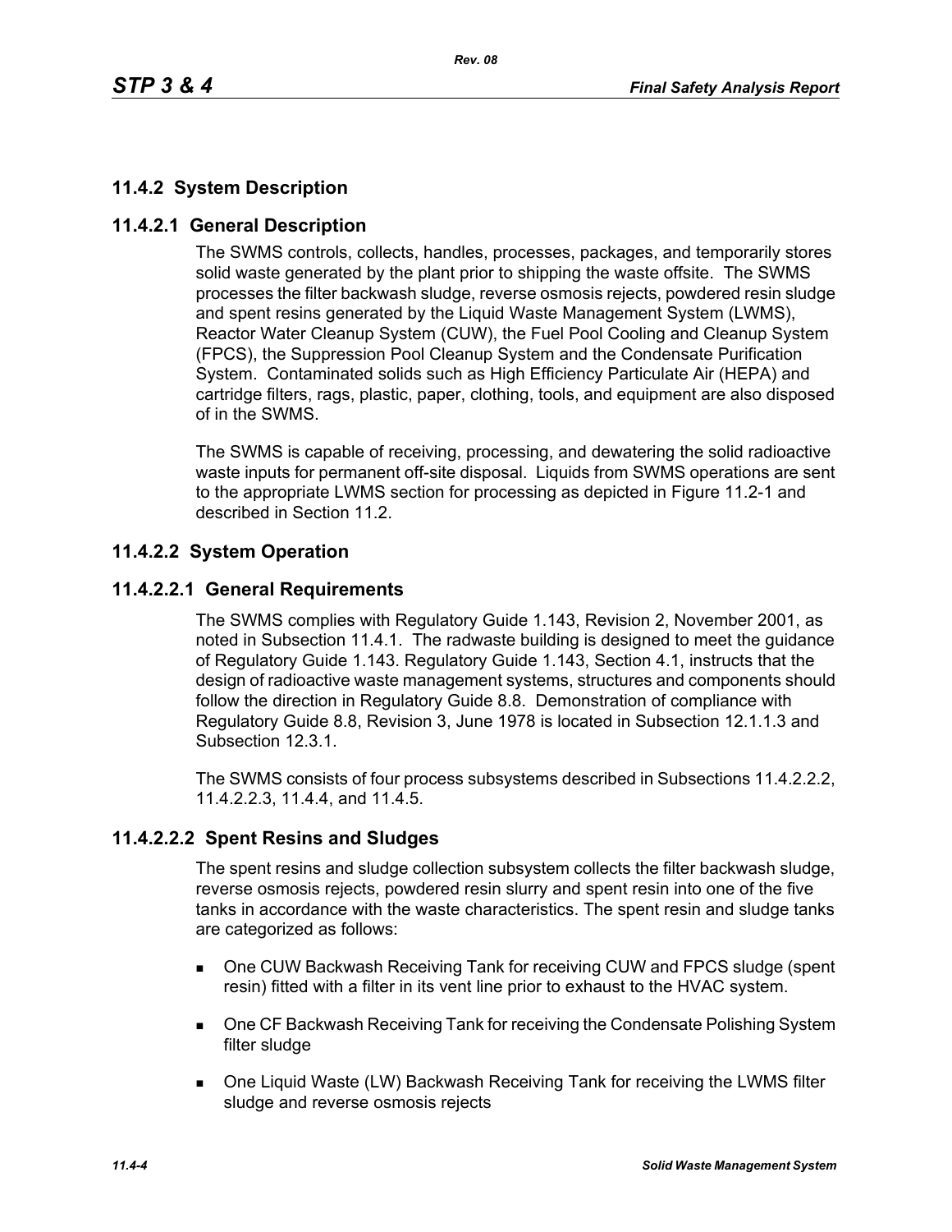## 11.4.2 System Description

### 11.4.2.1 General Description

The SWMS controls, collects, handles, processes, packages, and temporarily stores solid waste generated by the plant prior to shipping the waste offsite. The SWMS processes the filter backwash sludge, reverse osmosis rejects, powdered resin sludge and spent resins generated by the Liquid Waste Management System (LWMS), Reactor Water Cleanup System (CUW), the Fuel Pool Cooling and Cleanup System (FPCS), the Suppression Pool Cleanup System and the Condensate Purification System. Contaminated solids such as High Efficiency Particulate Air (HEPA) and cartridge filters, rags, plastic, paper, clothing, tools, and equipment are also disposed of in the SWMS.

The SWMS is capable of receiving, processing, and dewatering the solid radioactive waste inputs for permanent off-site disposal. Liquids from SWMS operations are sent to the appropriate LWMS section for processing as depicted in Figure 11.2-1 and described in Section 11.2.

### 11.4.2.2 System Operation

#### 11.4.2.2.1 General Requirements

The SWMS complies with Regulatory Guide 1.143, Revision 2, November 2001, as noted in Subsection 11.4.1. The radwaste building is designed to meet the guidance of Regulatory Guide 1.143. Regulatory Guide 1.143, Section 4.1, instructs that the design of radioactive waste management systems, structures and components should follow the direction in Regulatory Guide 8.8. Demonstration of compliance with Regulatory Guide 8.8, Revision 3, June 1978 is located in Subsection 12.1.1.3 and Subsection 12.3.1.

The SWMS consists of four process subsystems described in Subsections 11.4.2.2.2, 11.4.2.2.3, 11.4.4, and 11.4.5.

#### 11.4.2.2.2 Spent Resins and Sludges

The spent resins and sludge collection subsystem collects the filter backwash sludge, reverse osmosis rejects, powdered resin slurry and spent resin into one of the five tanks in accordance with the waste characteristics. The spent resin and sludge tanks are categorized as follows:

- One CUW Backwash Receiving Tank for receiving CUW and FPCS sludge (spent resin) fitted with a filter in its vent line prior to exhaust to the HVAC system.
- One CF Backwash Receiving Tank for receiving the Condensate Polishing System filter sludge
- One Liquid Waste (LW) Backwash Receiving Tank for receiving the LWMS filter sludge and reverse osmosis rejects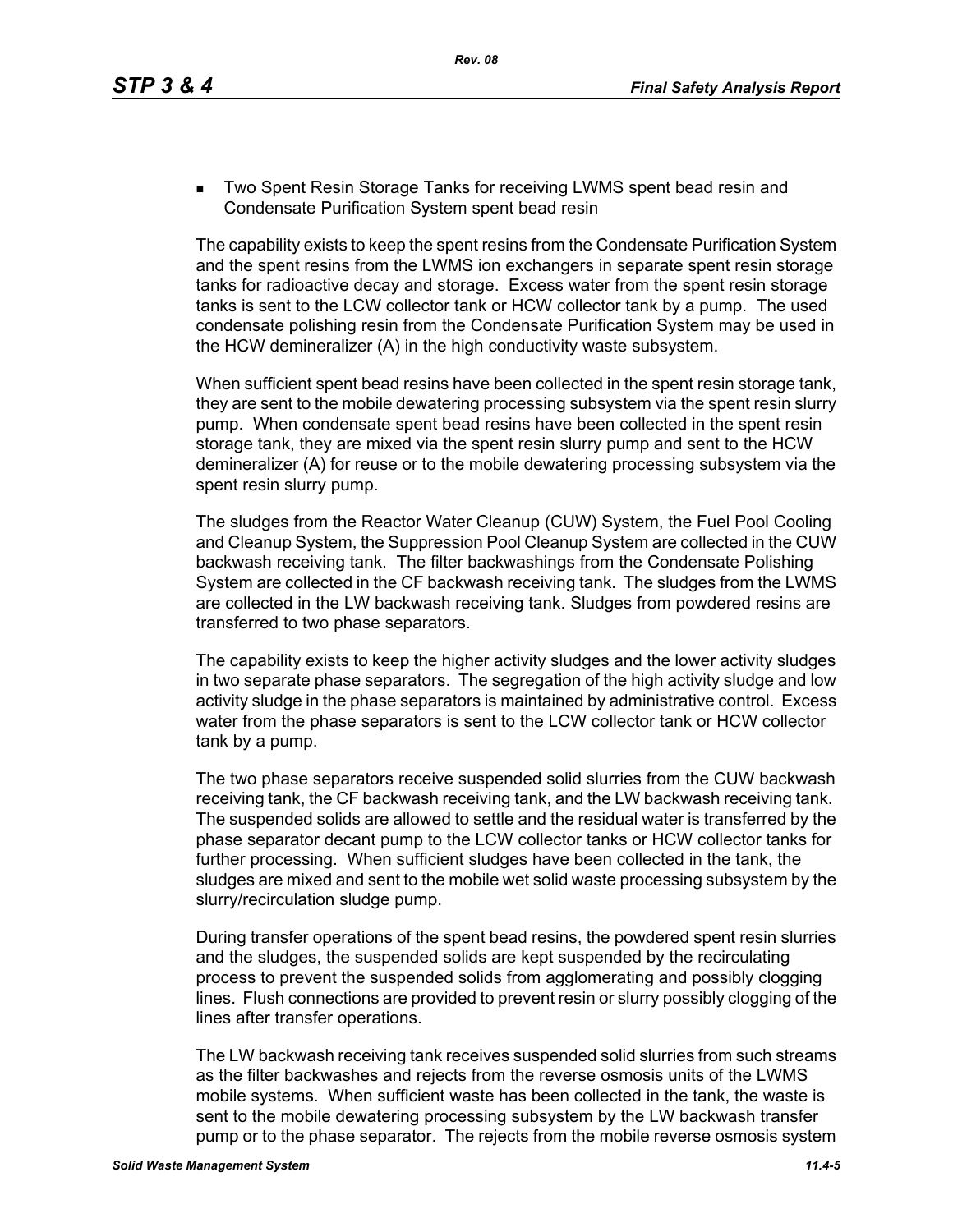- Two Spent Resin Storage Tanks for receiving LWMS spent bead resin and Condensate Purification System spent bead resin

The capability exists to keep the spent resins from the Condensate Purification System and the spent resins from the LWMS ion exchangers in separate spent resin storage tanks for radioactive decay and storage. Excess water from the spent resin storage tanks is sent to the LCW collector tank or HCW collector tank by a pump. The used condensate polishing resin from the Condensate Purification System may be used in the HCW demineralizer (A) in the high conductivity waste subsystem.

When sufficient spent bead resins have been collected in the spent resin storage tank, they are sent to the mobile dewatering processing subsystem via the spent resin slurry pump. When condensate spent bead resins have been collected in the spent resin storage tank, they are mixed via the spent resin slurry pump and sent to the HCW demineralizer (A) for reuse or to the mobile dewatering processing subsystem via the spent resin slurry pump.

The sludges from the Reactor Water Cleanup (CUW) System, the Fuel Pool Cooling and Cleanup System, the Suppression Pool Cleanup System are collected in the CUW backwash receiving tank. The filter backwashings from the Condensate Polishing System are collected in the CF backwash receiving tank. The sludges from the LWMS are collected in the LW backwash receiving tank. Sludges from powdered resins are transferred to two phase separators.

The capability exists to keep the higher activity sludges and the lower activity sludges in two separate phase separators. The segregation of the high activity sludge and low activity sludge in the phase separators is maintained by administrative control. Excess water from the phase separators is sent to the LCW collector tank or HCW collector tank by a pump.

The two phase separators receive suspended solid slurries from the CUW backwash receiving tank, the CF backwash receiving tank, and the LW backwash receiving tank. The suspended solids are allowed to settle and the residual water is transferred by the phase separator decant pump to the LCW collector tanks or HCW collector tanks for further processing. When sufficient sludges have been collected in the tank, the sludges are mixed and sent to the mobile wet solid waste processing subsystem by the slurry/recirculation sludge pump.

During transfer operations of the spent bead resins, the powdered spent resin slurries and the sludges, the suspended solids are kept suspended by the recirculating process to prevent the suspended solids from agglomerating and possibly clogging lines. Flush connections are provided to prevent resin or slurry possibly clogging of the lines after transfer operations.

The LW backwash receiving tank receives suspended solid slurries from such streams as the filter backwashes and rejects from the reverse osmosis units of the LWMS mobile systems. When sufficient waste has been collected in the tank, the waste is sent to the mobile dewatering processing subsystem by the LW backwash transfer pump or to the phase separator. The rejects from the mobile reverse osmosis system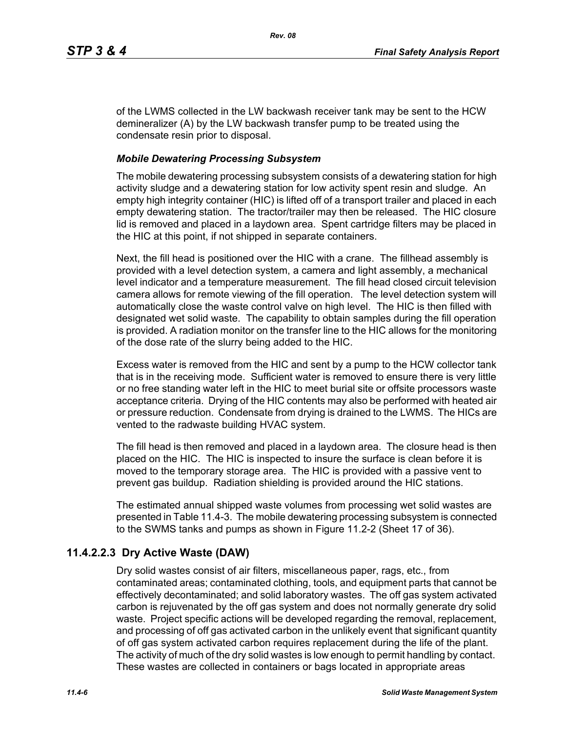of the LWMS collected in the LW backwash receiver tank may be sent to the HCW demineralizer (A) by the LW backwash transfer pump to be treated using the condensate resin prior to disposal.

***Mobile Dewatering Processing Subsystem***

The mobile dewatering processing subsystem consists of a dewatering station for high activity sludge and a dewatering station for low activity spent resin and sludge. An empty high integrity container (HIC) is lifted off of a transport trailer and placed in each empty dewatering station. The tractor/trailer may then be released. The HIC closure lid is removed and placed in a laydown area. Spent cartridge filters may be placed in the HIC at this point, if not shipped in separate containers.

Next, the fill head is positioned over the HIC with a crane. The fillhead assembly is provided with a level detection system, a camera and light assembly, a mechanical level indicator and a temperature measurement. The fill head closed circuit television camera allows for remote viewing of the fill operation. The level detection system will automatically close the waste control valve on high level. The HIC is then filled with designated wet solid waste. The capability to obtain samples during the fill operation is provided. A radiation monitor on the transfer line to the HIC allows for the monitoring of the dose rate of the slurry being added to the HIC.

Excess water is removed from the HIC and sent by a pump to the HCW collector tank that is in the receiving mode. Sufficient water is removed to ensure there is very little or no free standing water left in the HIC to meet burial site or offsite processors waste acceptance criteria. Drying of the HIC contents may also be performed with heated air or pressure reduction. Condensate from drying is drained to the LWMS. The HICs are vented to the radwaste building HVAC system.

The fill head is then removed and placed in a laydown area. The closure head is then placed on the HIC. The HIC is inspected to insure the surface is clean before it is moved to the temporary storage area. The HIC is provided with a passive vent to prevent gas buildup. Radiation shielding is provided around the HIC stations.

The estimated annual shipped waste volumes from processing wet solid wastes are presented in Table 11.4-3. The mobile dewatering processing subsystem is connected to the SWMS tanks and pumps as shown in Figure 11.2-2 (Sheet 17 of 36).

### 11.4.2.2.3 Dry Active Waste (DAW)

Dry solid wastes consist of air filters, miscellaneous paper, rags, etc., from contaminated areas; contaminated clothing, tools, and equipment parts that cannot be effectively decontaminated; and solid laboratory wastes. The off gas system activated carbon is rejuvenated by the off gas system and does not normally generate dry solid waste. Project specific actions will be developed regarding the removal, replacement, and processing of off gas activated carbon in the unlikely event that significant quantity of off gas system activated carbon requires replacement during the life of the plant. The activity of much of the dry solid wastes is low enough to permit handling by contact. These wastes are collected in containers or bags located in appropriate areas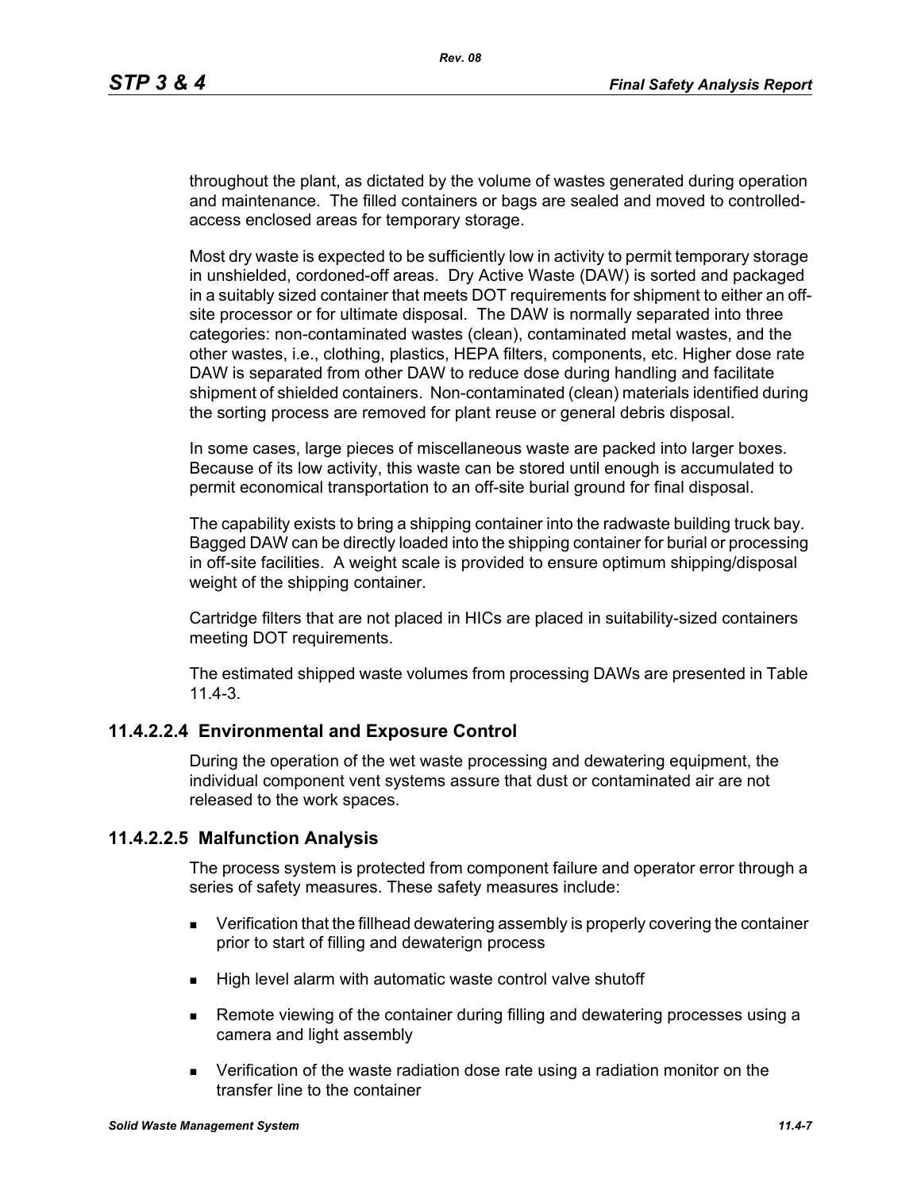throughout the plant, as dictated by the volume of wastes generated during operation and maintenance. The filled containers or bags are sealed and moved to controlled-access enclosed areas for temporary storage.

Most dry waste is expected to be sufficiently low in activity to permit temporary storage in unshielded, cordoned-off areas. Dry Active Waste (DAW) is sorted and packaged in a suitably sized container that meets DOT requirements for shipment to either an off-site processor or for ultimate disposal. The DAW is normally separated into three categories: non-contaminated wastes (clean), contaminated metal wastes, and the other wastes, i.e., clothing, plastics, HEPA filters, components, etc. Higher dose rate DAW is separated from other DAW to reduce dose during handling and facilitate shipment of shielded containers. Non-contaminated (clean) materials identified during the sorting process are removed for plant reuse or general debris disposal.

In some cases, large pieces of miscellaneous waste are packed into larger boxes. Because of its low activity, this waste can be stored until enough is accumulated to permit economical transportation to an off-site burial ground for final disposal.

The capability exists to bring a shipping container into the radwaste building truck bay. Bagged DAW can be directly loaded into the shipping container for burial or processing in off-site facilities. A weight scale is provided to ensure optimum shipping/disposal weight of the shipping container.

Cartridge filters that are not placed in HICs are placed in suitability-sized containers meeting DOT requirements.

The estimated shipped waste volumes from processing DAWs are presented in Table 11.4-3.

### 11.4.2.2.4 Environmental and Exposure Control

During the operation of the wet waste processing and dewatering equipment, the individual component vent systems assure that dust or contaminated air are not released to the work spaces.

### 11.4.2.2.5 Malfunction Analysis

The process system is protected from component failure and operator error through a series of safety measures. These safety measures include:

- Verification that the fillhead dewatering assembly is properly covering the container prior to start of filling and dewaterign process
- High level alarm with automatic waste control valve shutoff
- Remote viewing of the container during filling and dewatering processes using a camera and light assembly
- Verification of the waste radiation dose rate using a radiation monitor on the transfer line to the container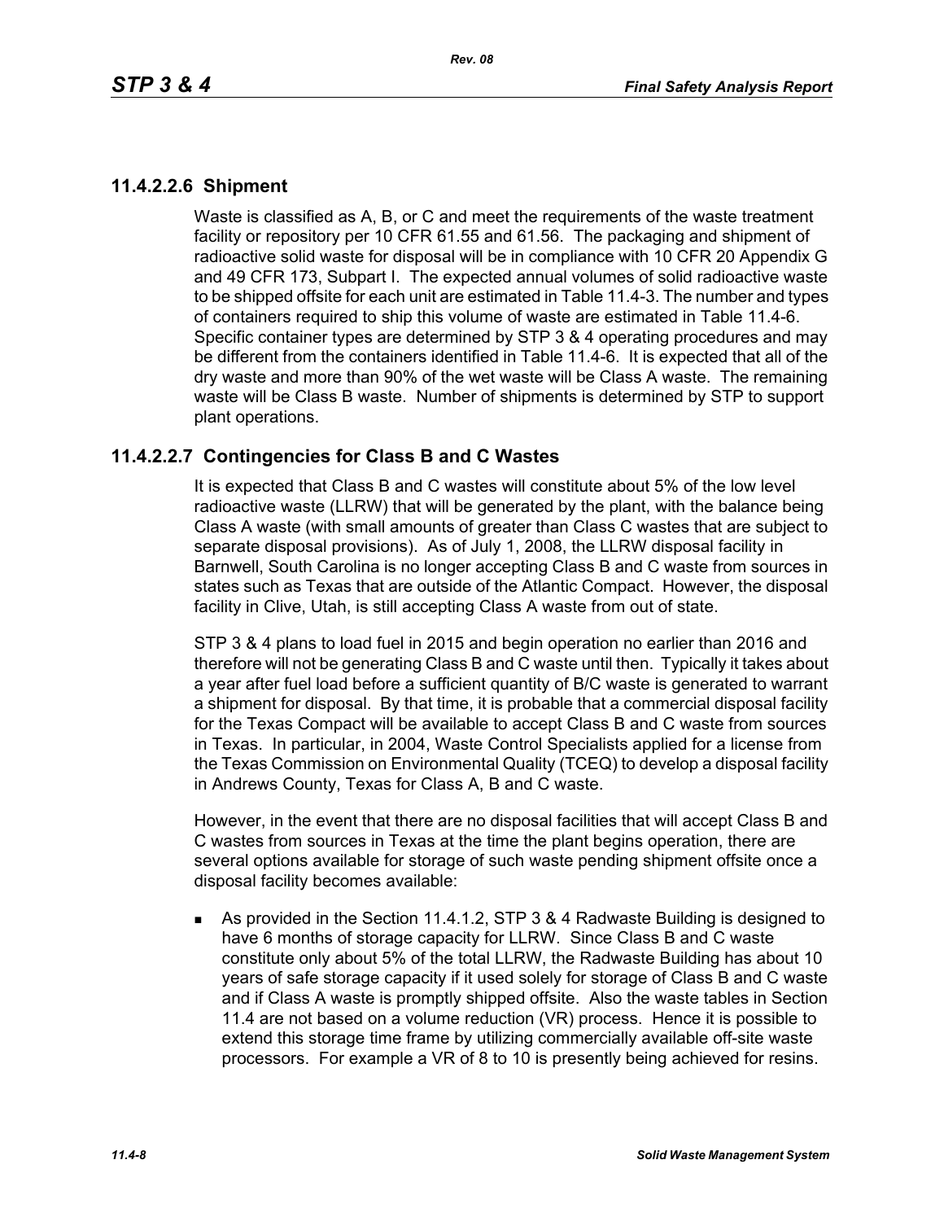### 11.4.2.2.6 Shipment

Waste is classified as A, B, or C and meet the requirements of the waste treatment facility or repository per 10 CFR 61.55 and 61.56. The packaging and shipment of radioactive solid waste for disposal will be in compliance with 10 CFR 20 Appendix G and 49 CFR 173, Subpart I. The expected annual volumes of solid radioactive waste to be shipped offsite for each unit are estimated in Table 11.4-3. The number and types of containers required to ship this volume of waste are estimated in Table 11.4-6. Specific container types are determined by STP 3 & 4 operating procedures and may be different from the containers identified in Table 11.4-6. It is expected that all of the dry waste and more than 90% of the wet waste will be Class A waste. The remaining waste will be Class B waste. Number of shipments is determined by STP to support plant operations.

### 11.4.2.2.7 Contingencies for Class B and C Wastes

It is expected that Class B and C wastes will constitute about 5% of the low level radioactive waste (LLRW) that will be generated by the plant, with the balance being Class A waste (with small amounts of greater than Class C wastes that are subject to separate disposal provisions). As of July 1, 2008, the LLRW disposal facility in Barnwell, South Carolina is no longer accepting Class B and C waste from sources in states such as Texas that are outside of the Atlantic Compact. However, the disposal facility in Clive, Utah, is still accepting Class A waste from out of state.

STP 3 & 4 plans to load fuel in 2015 and begin operation no earlier than 2016 and therefore will not be generating Class B and C waste until then. Typically it takes about a year after fuel load before a sufficient quantity of B/C waste is generated to warrant a shipment for disposal. By that time, it is probable that a commercial disposal facility for the Texas Compact will be available to accept Class B and C waste from sources in Texas. In particular, in 2004, Waste Control Specialists applied for a license from the Texas Commission on Environmental Quality (TCEQ) to develop a disposal facility in Andrews County, Texas for Class A, B and C waste.

However, in the event that there are no disposal facilities that will accept Class B and C wastes from sources in Texas at the time the plant begins operation, there are several options available for storage of such waste pending shipment offsite once a disposal facility becomes available:

- As provided in the Section 11.4.1.2, STP 3 & 4 Radwaste Building is designed to have 6 months of storage capacity for LLRW. Since Class B and C waste constitute only about 5% of the total LLRW, the Radwaste Building has about 10 years of safe storage capacity if it used solely for storage of Class B and C waste and if Class A waste is promptly shipped offsite. Also the waste tables in Section 11.4 are not based on a volume reduction (VR) process. Hence it is possible to extend this storage time frame by utilizing commercially available off-site waste processors. For example a VR of 8 to 10 is presently being achieved for resins.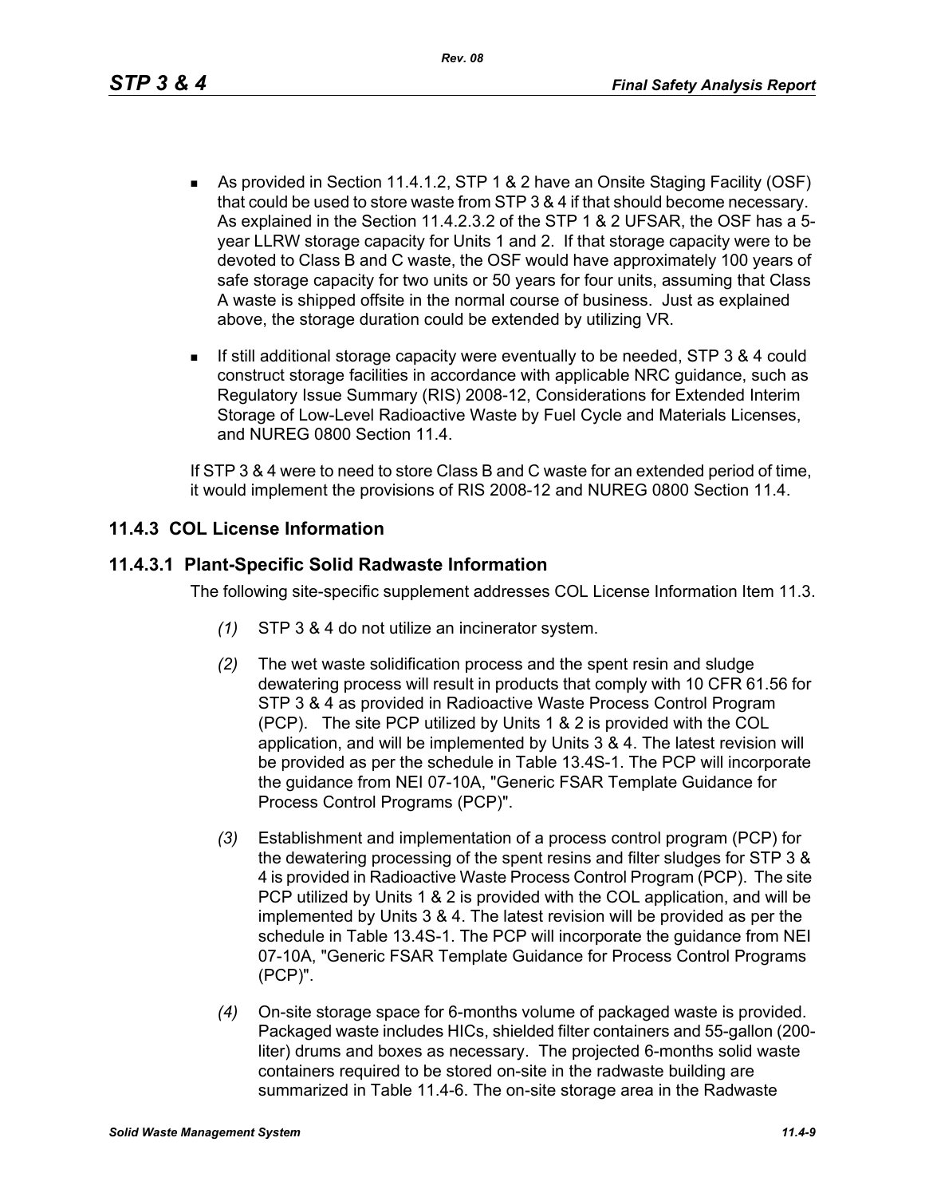- As provided in Section 11.4.1.2, STP 1 & 2 have an Onsite Staging Facility (OSF) that could be used to store waste from STP 3 & 4 if that should become necessary. As explained in the Section 11.4.2.3.2 of the STP 1 & 2 UFSAR, the OSF has a 5-year LLRW storage capacity for Units 1 and 2. If that storage capacity were to be devoted to Class B and C waste, the OSF would have approximately 100 years of safe storage capacity for two units or 50 years for four units, assuming that Class A waste is shipped offsite in the normal course of business. Just as explained above, the storage duration could be extended by utilizing VR.
- If still additional storage capacity were eventually to be needed, STP 3 & 4 could construct storage facilities in accordance with applicable NRC guidance, such as Regulatory Issue Summary (RIS) 2008-12, Considerations for Extended Interim Storage of Low-Level Radioactive Waste by Fuel Cycle and Materials Licenses, and NUREG 0800 Section 11.4.

If STP 3 & 4 were to need to store Class B and C waste for an extended period of time, it would implement the provisions of RIS 2008-12 and NUREG 0800 Section 11.4.

## 11.4.3 COL License Information

### 11.4.3.1 Plant-Specific Solid Radwaste Information

The following site-specific supplement addresses COL License Information Item 11.3.

*(1)* STP 3 & 4 do not utilize an incinerator system.

*(2)* The wet waste solidification process and the spent resin and sludge dewatering process will result in products that comply with 10 CFR 61.56 for STP 3 & 4 as provided in Radioactive Waste Process Control Program (PCP). The site PCP utilized by Units 1 & 2 is provided with the COL application, and will be implemented by Units 3 & 4. The latest revision will be provided as per the schedule in Table 13.4S-1. The PCP will incorporate the guidance from NEI 07-10A, "Generic FSAR Template Guidance for Process Control Programs (PCP)".

*(3)* Establishment and implementation of a process control program (PCP) for the dewatering processing of the spent resins and filter sludges for STP 3 & 4 is provided in Radioactive Waste Process Control Program (PCP). The site PCP utilized by Units 1 & 2 is provided with the COL application, and will be implemented by Units 3 & 4. The latest revision will be provided as per the schedule in Table 13.4S-1. The PCP will incorporate the guidance from NEI 07-10A, "Generic FSAR Template Guidance for Process Control Programs (PCP)".

*(4)* On-site storage space for 6-months volume of packaged waste is provided. Packaged waste includes HICs, shielded filter containers and 55-gallon (200-liter) drums and boxes as necessary. The projected 6-months solid waste containers required to be stored on-site in the radwaste building are summarized in Table 11.4-6. The on-site storage area in the Radwaste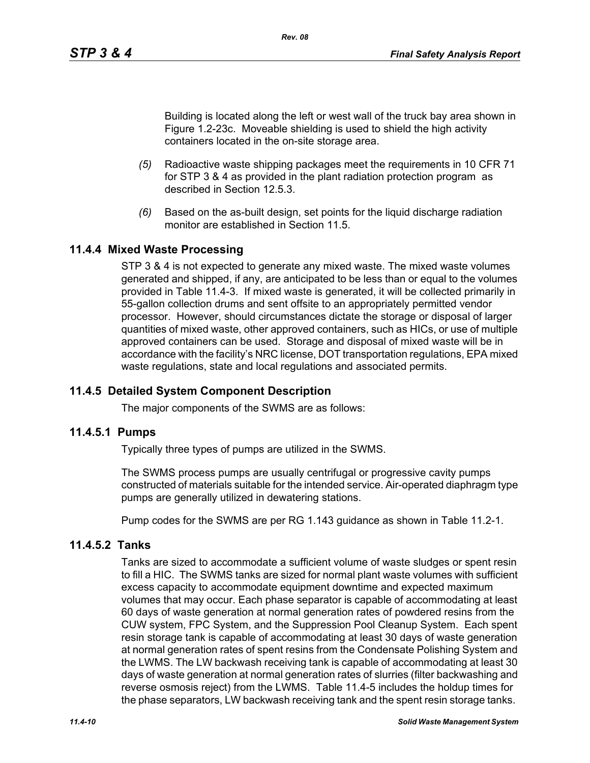Building is located along the left or west wall of the truck bay area shown in Figure 1.2-23c. Moveable shielding is used to shield the high activity containers located in the on-site storage area.

*(5)* Radioactive waste shipping packages meet the requirements in 10 CFR 71 for STP 3 & 4 as provided in the plant radiation protection program as described in Section 12.5.3.

*(6)* Based on the as-built design, set points for the liquid discharge radiation monitor are established in Section 11.5.

## 11.4.4 Mixed Waste Processing

STP 3 & 4 is not expected to generate any mixed waste. The mixed waste volumes generated and shipped, if any, are anticipated to be less than or equal to the volumes provided in Table 11.4-3. If mixed waste is generated, it will be collected primarily in 55-gallon collection drums and sent offsite to an appropriately permitted vendor processor. However, should circumstances dictate the storage or disposal of larger quantities of mixed waste, other approved containers, such as HICs, or use of multiple approved containers can be used. Storage and disposal of mixed waste will be in accordance with the facility's NRC license, DOT transportation regulations, EPA mixed waste regulations, state and local regulations and associated permits.

## 11.4.5 Detailed System Component Description

The major components of the SWMS are as follows:

### 11.4.5.1 Pumps

Typically three types of pumps are utilized in the SWMS.

The SWMS process pumps are usually centrifugal or progressive cavity pumps constructed of materials suitable for the intended service. Air-operated diaphragm type pumps are generally utilized in dewatering stations.

Pump codes for the SWMS are per RG 1.143 guidance as shown in Table 11.2-1.

### 11.4.5.2 Tanks

Tanks are sized to accommodate a sufficient volume of waste sludges or spent resin to fill a HIC. The SWMS tanks are sized for normal plant waste volumes with sufficient excess capacity to accommodate equipment downtime and expected maximum volumes that may occur. Each phase separator is capable of accommodating at least 60 days of waste generation at normal generation rates of powdered resins from the CUW system, FPC System, and the Suppression Pool Cleanup System. Each spent resin storage tank is capable of accommodating at least 30 days of waste generation at normal generation rates of spent resins from the Condensate Polishing System and the LWMS. The LW backwash receiving tank is capable of accommodating at least 30 days of waste generation at normal generation rates of slurries (filter backwashing and reverse osmosis reject) from the LWMS. Table 11.4-5 includes the holdup times for the phase separators, LW backwash receiving tank and the spent resin storage tanks.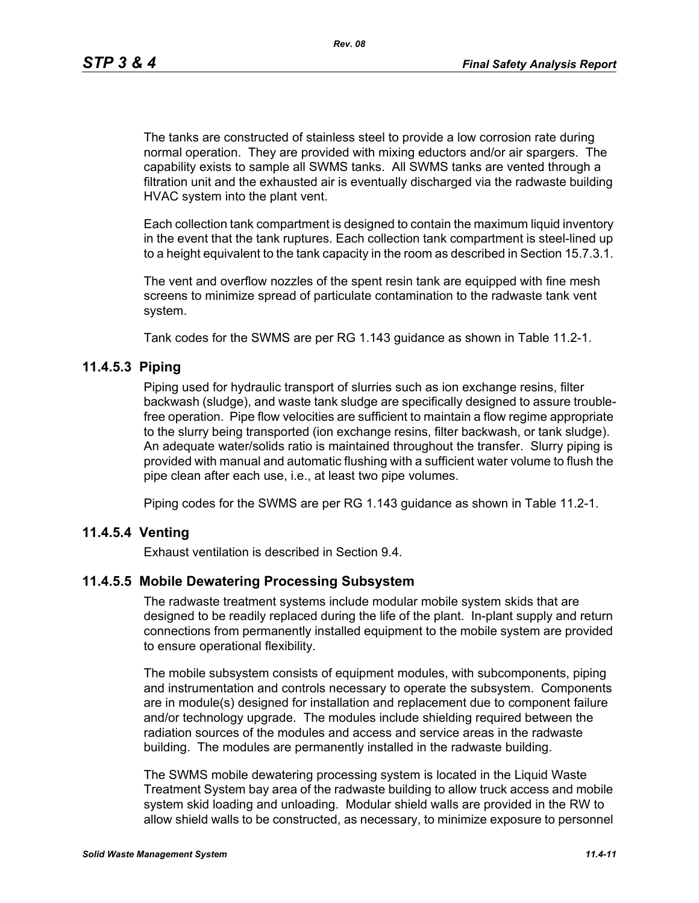The tanks are constructed of stainless steel to provide a low corrosion rate during normal operation. They are provided with mixing eductors and/or air spargers. The capability exists to sample all SWMS tanks. All SWMS tanks are vented through a filtration unit and the exhausted air is eventually discharged via the radwaste building HVAC system into the plant vent.

Each collection tank compartment is designed to contain the maximum liquid inventory in the event that the tank ruptures. Each collection tank compartment is steel-lined up to a height equivalent to the tank capacity in the room as described in Section 15.7.3.1.

The vent and overflow nozzles of the spent resin tank are equipped with fine mesh screens to minimize spread of particulate contamination to the radwaste tank vent system.

Tank codes for the SWMS are per RG 1.143 guidance as shown in Table 11.2-1.

### 11.4.5.3 Piping

Piping used for hydraulic transport of slurries such as ion exchange resins, filter backwash (sludge), and waste tank sludge are specifically designed to assure trouble-free operation. Pipe flow velocities are sufficient to maintain a flow regime appropriate to the slurry being transported (ion exchange resins, filter backwash, or tank sludge). An adequate water/solids ratio is maintained throughout the transfer. Slurry piping is provided with manual and automatic flushing with a sufficient water volume to flush the pipe clean after each use, i.e., at least two pipe volumes.

Piping codes for the SWMS are per RG 1.143 guidance as shown in Table 11.2-1.

### 11.4.5.4 Venting

Exhaust ventilation is described in Section 9.4.

### 11.4.5.5 Mobile Dewatering Processing Subsystem

The radwaste treatment systems include modular mobile system skids that are designed to be readily replaced during the life of the plant. In-plant supply and return connections from permanently installed equipment to the mobile system are provided to ensure operational flexibility.

The mobile subsystem consists of equipment modules, with subcomponents, piping and instrumentation and controls necessary to operate the subsystem. Components are in module(s) designed for installation and replacement due to component failure and/or technology upgrade. The modules include shielding required between the radiation sources of the modules and access and service areas in the radwaste building. The modules are permanently installed in the radwaste building.

The SWMS mobile dewatering processing system is located in the Liquid Waste Treatment System bay area of the radwaste building to allow truck access and mobile system skid loading and unloading. Modular shield walls are provided in the RW to allow shield walls to be constructed, as necessary, to minimize exposure to personnel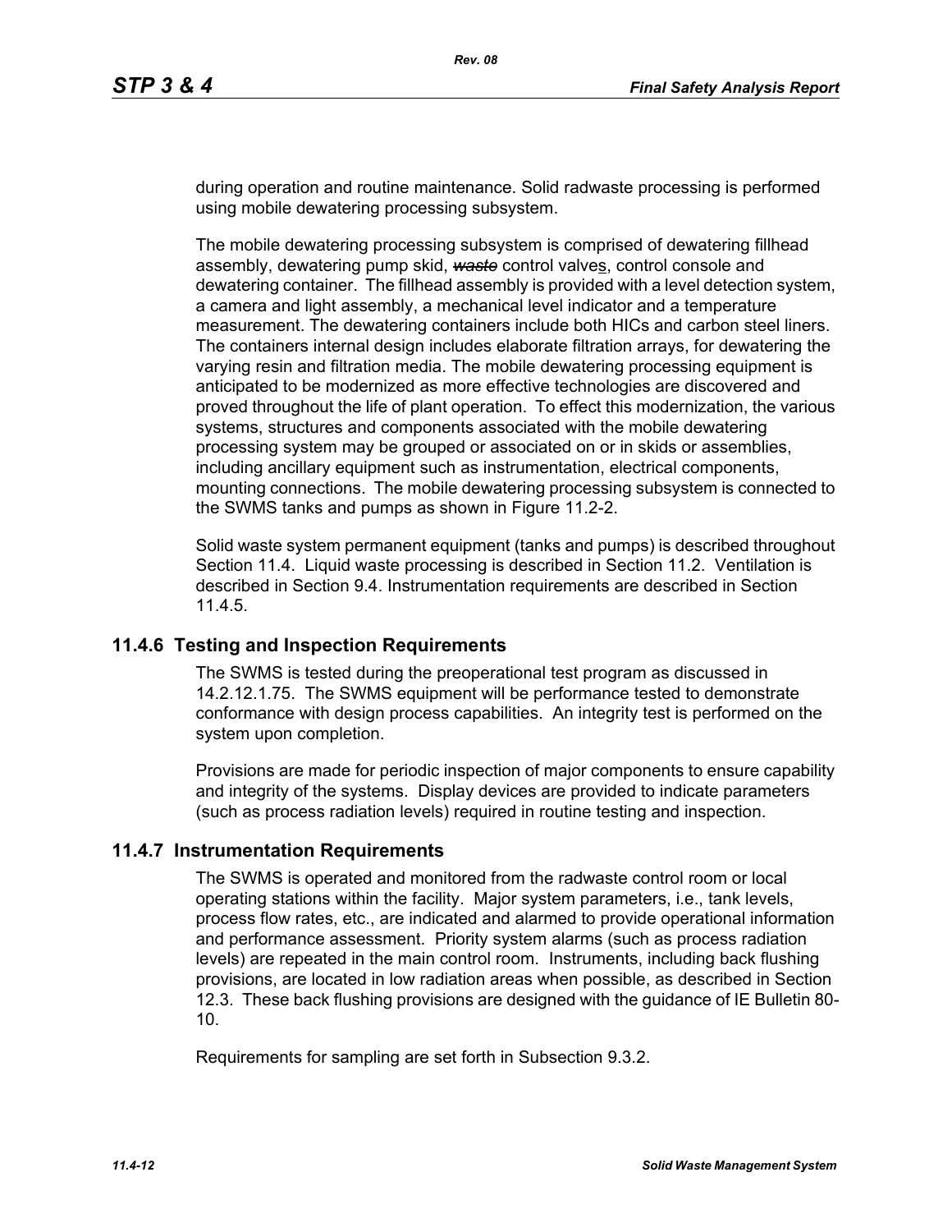during operation and routine maintenance. Solid radwaste processing is performed using mobile dewatering processing subsystem.

The mobile dewatering processing subsystem is comprised of dewatering fillhead assembly, dewatering pump skid, ~~waste~~ control valves, control console and dewatering container. The fillhead assembly is provided with a level detection system, a camera and light assembly, a mechanical level indicator and a temperature measurement. The dewatering containers include both HICs and carbon steel liners. The containers internal design includes elaborate filtration arrays, for dewatering the varying resin and filtration media. The mobile dewatering processing equipment is anticipated to be modernized as more effective technologies are discovered and proved throughout the life of plant operation. To effect this modernization, the various systems, structures and components associated with the mobile dewatering processing system may be grouped or associated on or in skids or assemblies, including ancillary equipment such as instrumentation, electrical components, mounting connections. The mobile dewatering processing subsystem is connected to the SWMS tanks and pumps as shown in Figure 11.2-2.

Solid waste system permanent equipment (tanks and pumps) is described throughout Section 11.4. Liquid waste processing is described in Section 11.2. Ventilation is described in Section 9.4. Instrumentation requirements are described in Section 11.4.5.

## 11.4.6 Testing and Inspection Requirements

The SWMS is tested during the preoperational test program as discussed in 14.2.12.1.75. The SWMS equipment will be performance tested to demonstrate conformance with design process capabilities. An integrity test is performed on the system upon completion.

Provisions are made for periodic inspection of major components to ensure capability and integrity of the systems. Display devices are provided to indicate parameters (such as process radiation levels) required in routine testing and inspection.

## 11.4.7 Instrumentation Requirements

The SWMS is operated and monitored from the radwaste control room or local operating stations within the facility. Major system parameters, i.e., tank levels, process flow rates, etc., are indicated and alarmed to provide operational information and performance assessment. Priority system alarms (such as process radiation levels) are repeated in the main control room. Instruments, including back flushing provisions, are located in low radiation areas when possible, as described in Section 12.3. These back flushing provisions are designed with the guidance of IE Bulletin 80-10.

Requirements for sampling are set forth in Subsection 9.3.2.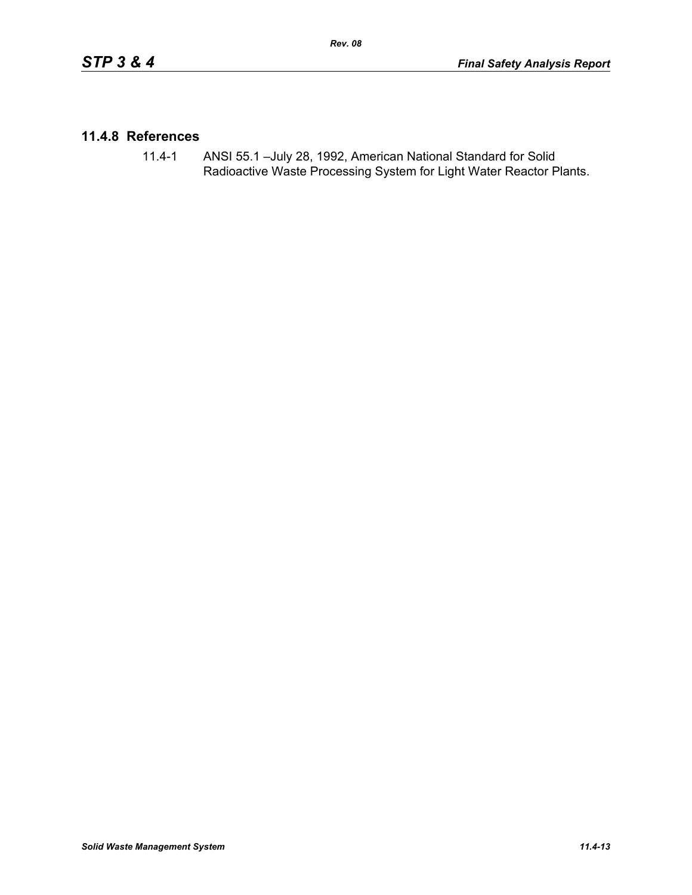## 11.4.8 References

11.4-1 ANSI 55.1 –July 28, 1992, American National Standard for Solid Radioactive Waste Processing System for Light Water Reactor Plants.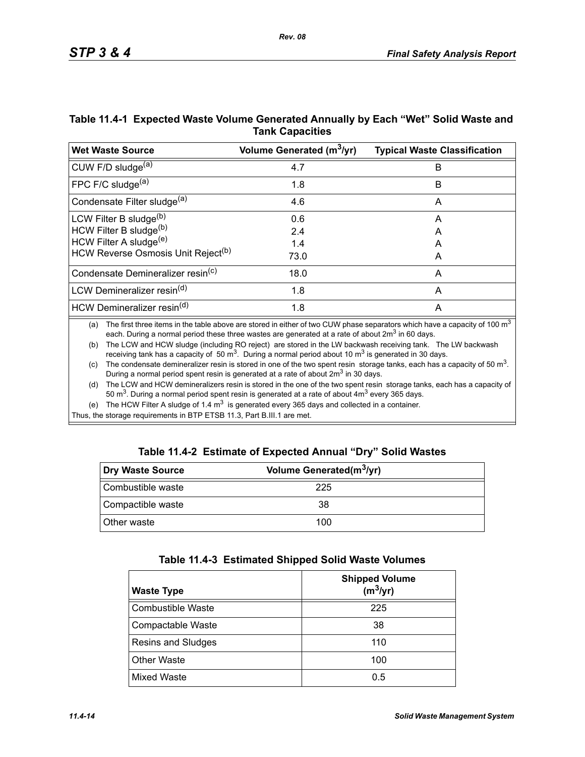## Table 11.4-1 Expected Waste Volume Generated Annually by Each "Wet" Solid Waste and Tank Capacities

| Wet Waste Source | Volume Generated ($m^3$/yr) | Typical Waste Classification |
|---|---|---|
| CUW F/D sludge[(a)] | 4.7 | B |
| FPC F/C sludge[(a)] | 1.8 | B |
| Condensate Filter sludge[(a)] | 4.6 | A |
| LCW Filter B sludge[(b)]<br>HCW Filter B sludge[(b)]<br>HCW Filter A sludge[(e)]<br>HCW Reverse Osmosis Unit Reject[(b)] | 0.6<br>2.4<br>1.4<br>73.0 | A<br>A<br>A<br>A |
| Condensate Demineralizer resin[(c)] | 18.0 | A |
| LCW Demineralizer resin[(d)] | 1.8 | A |
| HCW Demineralizer resin[(d)] | 1.8 | A |

(a) The first three items in the table above are stored in either of two CUW phase separators which have a capacity of 100 $m^3$ each. During a normal period these three wastes are generated at a rate of about 2$m^3$ in 60 days.

(b) The LCW and HCW sludge (including RO reject) are stored in the LW backwash receiving tank. The LW backwash receiving tank has a capacity of 50 $m^3$. During a normal period about 10 $m^3$ is generated in 30 days.

(c) The condensate demineralizer resin is stored in one of the two spent resin storage tanks, each has a capacity of 50 $m^3$. During a normal period spent resin is generated at a rate of about 2$m^3$ in 30 days.

(d) The LCW and HCW demineralizers resin is stored in the one of the two spent resin storage tanks, each has a capacity of 50 $m^3$. During a normal period spent resin is generated at a rate of about 4$m^3$ every 365 days.

(e) The HCW Filter A sludge of 1.4 $m^3$ is generated every 365 days and collected in a container.

Thus, the storage requirements in BTP ETSB 11.3, Part B.III.1 are met.

## Table 11.4-2 Estimate of Expected Annual "Dry" Solid Wastes

| Dry Waste Source | Volume Generated($m^3$/yr) |
|---|---|
| Combustible waste | 225 |
| Compactible waste | 38 |
| Other waste | 100 |

## Table 11.4-3 Estimated Shipped Solid Waste Volumes

| Waste Type | Shipped Volume ($m^3$/yr) |
|---|---|
| Combustible Waste | 225 |
| Compactable Waste | 38 |
| Resins and Sludges | 110 |
| Other Waste | 100 |
| Mixed Waste | 0.5 |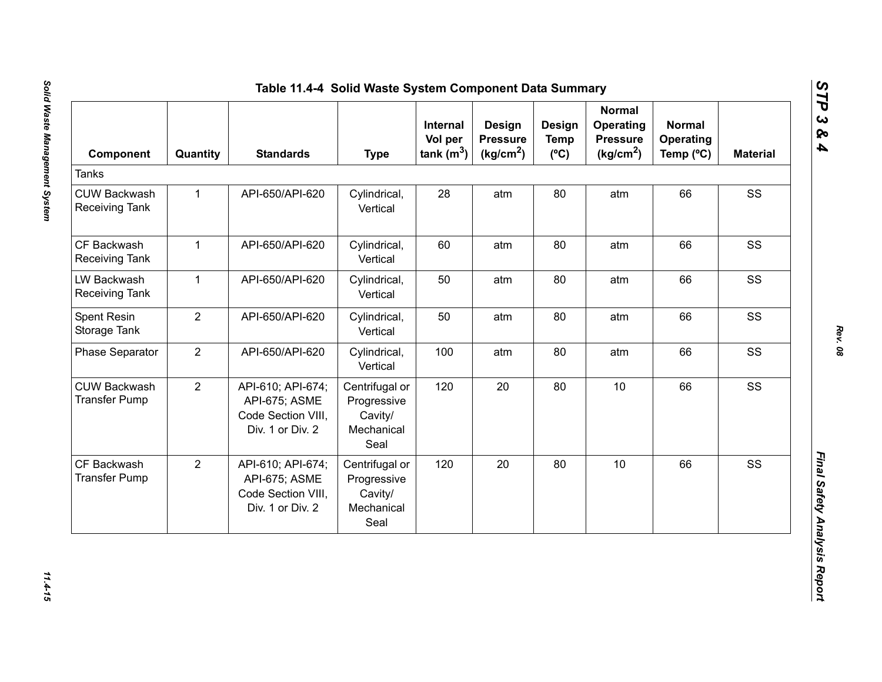## Table 11.4-4 Solid Waste System Component Data Summary

| Component | Quantity | Standards | Type | Internal Vol per tank ($m^3$) | Design Pressure ($kg/cm^2$) | Design Temp (ºC) | Normal Operating Pressure ($kg/cm^2$) | Normal Operating Temp (ºC) | Material |
|---|---|---|---|---|---|---|---|---|---|
| Tanks | | | | | | | | | |
| CUW Backwash Receiving Tank | 1 | API-650/API-620 | Cylindrical, Vertical | 28 | atm | 80 | atm | 66 | SS |
| CF Backwash Receiving Tank | 1 | API-650/API-620 | Cylindrical, Vertical | 60 | atm | 80 | atm | 66 | SS |
| LW Backwash Receiving Tank | 1 | API-650/API-620 | Cylindrical, Vertical | 50 | atm | 80 | atm | 66 | SS |
| Spent Resin Storage Tank | 2 | API-650/API-620 | Cylindrical, Vertical | 50 | atm | 80 | atm | 66 | SS |
| Phase Separator | 2 | API-650/API-620 | Cylindrical, Vertical | 100 | atm | 80 | atm | 66 | SS |
| CUW Backwash Transfer Pump | 2 | API-610; API-674; API-675; ASME Code Section VIII, Div. 1 or Div. 2 | Centrifugal or Progressive Cavity/ Mechanical Seal | 120 | 20 | 80 | 10 | 66 | SS |
| CF Backwash Transfer Pump | 2 | API-610; API-674; API-675; ASME Code Section VIII, Div. 1 or Div. 2 | Centrifugal or Progressive Cavity/ Mechanical Seal | 120 | 20 | 80 | 10 | 66 | SS |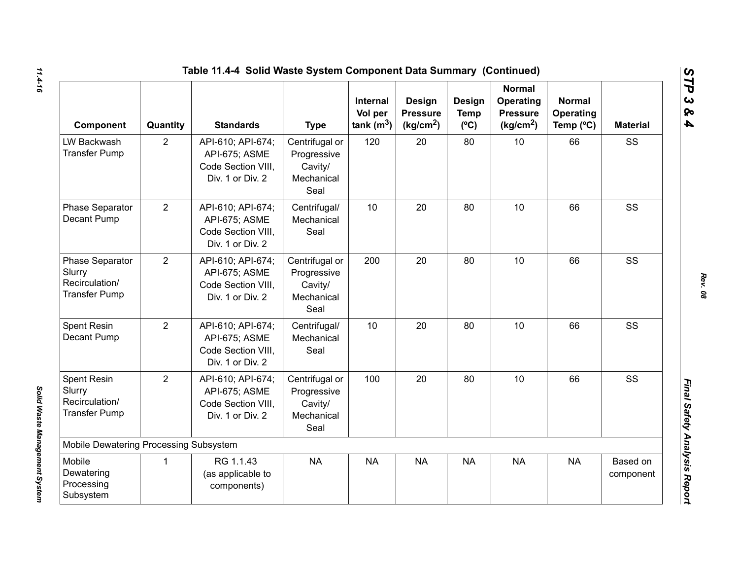## Table 11.4-4 Solid Waste System Component Data Summary (Continued)

| Component | Quantity | Standards | Type | Internal Vol per tank ($m^3$) | Design Pressure ($kg/cm^2$) | Design Temp (ºC) | Normal Operating Pressure ($kg/cm^2$) | Normal Operating Temp (ºC) | Material |
|---|---|---|---|---|---|---|---|---|---|
| LW Backwash Transfer Pump | 2 | API-610; API-674; API-675; ASME Code Section VIII, Div. 1 or Div. 2 | Centrifugal or Progressive Cavity/ Mechanical Seal | 120 | 20 | 80 | 10 | 66 | SS |
| Phase Separator Decant Pump | 2 | API-610; API-674; API-675; ASME Code Section VIII, Div. 1 or Div. 2 | Centrifugal/ Mechanical Seal | 10 | 20 | 80 | 10 | 66 | SS |
| Phase Separator Slurry Recirculation/ Transfer Pump | 2 | API-610; API-674; API-675; ASME Code Section VIII, Div. 1 or Div. 2 | Centrifugal or Progressive Cavity/ Mechanical Seal | 200 | 20 | 80 | 10 | 66 | SS |
| Spent Resin Decant Pump | 2 | API-610; API-674; API-675; ASME Code Section VIII, Div. 1 or Div. 2 | Centrifugal/ Mechanical Seal | 10 | 20 | 80 | 10 | 66 | SS |
| Spent Resin Slurry Recirculation/ Transfer Pump | 2 | API-610; API-674; API-675; ASME Code Section VIII, Div. 1 or Div. 2 | Centrifugal or Progressive Cavity/ Mechanical Seal | 100 | 20 | 80 | 10 | 66 | SS |
| Mobile Dewatering Processing Subsystem | | | | | | | | | |
| Mobile Dewatering Processing Subsystem | 1 | RG 1.1.43 (as applicable to components) | NA | NA | NA | NA | NA | NA | Based on component |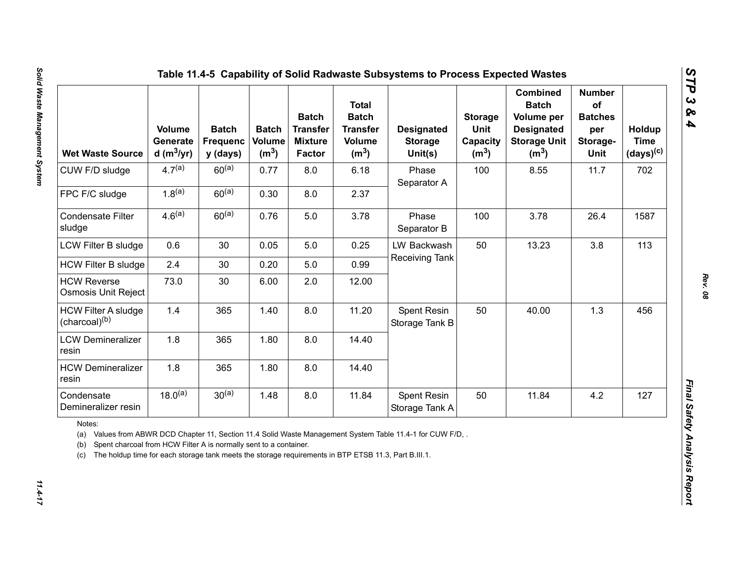# Table 11.4-5 Capability of Solid Radwaste Subsystems to Process Expected Wastes

| Wet Waste Source | Volume Generated ($m^3$/yr) | Batch Frequency (days) | Batch Volume ($m^3$) | Batch Transfer Mixture Factor | Total Batch Transfer Volume ($m^3$) | Designated Storage Unit(s) | Storage Unit Capacity ($m^3$) | Combined Batch Volume per Designated Storage Unit ($m^3$) | Number of Batches per Storage-Unit | Holdup Time (days)[c] |
|---|---|---|---|---|---|---|---|---|---|---|
| CUW F/D sludge | 4.7[a] | 60[a] | 0.77 | 8.0 | 6.18 | Phase Separator A | 100 | 8.55 | 11.7 | 702 |
| FPC F/C sludge | 1.8[a] | 60[a] | 0.30 | 8.0 | 2.37 | | | | | |
| Condensate Filter sludge | 4.6[a] | 60[a] | 0.76 | 5.0 | 3.78 | Phase Separator B | 100 | 3.78 | 26.4 | 1587 |
| LCW Filter B sludge | 0.6 | 30 | 0.05 | 5.0 | 0.25 | LW Backwash Receiving Tank | 50 | 13.23 | 3.8 | 113 |
| HCW Filter B sludge | 2.4 | 30 | 0.20 | 5.0 | 0.99 | | | | | |
| HCW Reverse Osmosis Unit Reject | 73.0 | 30 | 6.00 | 2.0 | 12.00 | | | | | |
| HCW Filter A sludge (charcoal)[b] | 1.4 | 365 | 1.40 | 8.0 | 11.20 | Spent Resin Storage Tank B | 50 | 40.00 | 1.3 | 456 |
| LCW Demineralizer resin | 1.8 | 365 | 1.80 | 8.0 | 14.40 | | | | | |
| HCW Demineralizer resin | 1.8 | 365 | 1.80 | 8.0 | 14.40 | | | | | |
| Condensate Demineralizer resin | 18.0[a] | 30[a] | 1.48 | 8.0 | 11.84 | Spent Resin Storage Tank A | 50 | 11.84 | 4.2 | 127 |

Notes:

(a) Values from ABWR DCD Chapter 11, Section 11.4 Solid Waste Management System Table 11.4-1 for CUW F/D, .

(b) Spent charcoal from HCW Filter A is normally sent to a container.

(c) The holdup time for each storage tank meets the storage requirements in BTP ETSB 11.3, Part B.III.1.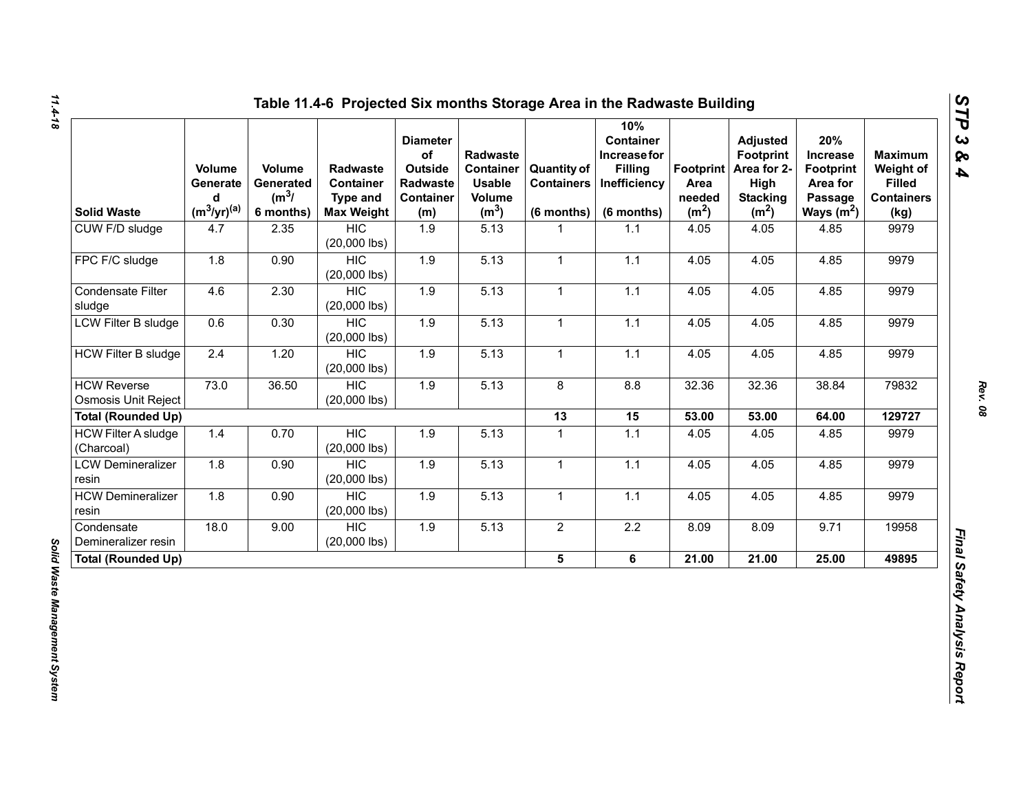# Table 11.4-6 Projected Six months Storage Area in the Radwaste Building

| Solid Waste | Volume Generated ($m^3$/yr)[(a)] | Volume Generated ($m^3$/ 6 months) | Radwaste Container Type and Max Weight | Diameter of Outside Radwaste Container (m) | Radwaste Container Usable Volume ($m^3$) | Quantity of Containers (6 months) | 10% Container Increase for Filling Inefficiency (6 months) | Footprint Area needed ($m^2$) | Adjusted Footprint Area for 2-High Stacking ($m^2$) | 20% Increase Footprint Area for Passage Ways ($m^2$) | Maximum Weight of Filled Containers (kg) |
|---|---|---|---|---|---|---|---|---|---|---|---|
| CUW F/D sludge | 4.7 | 2.35 | HIC (20,000 lbs) | 1.9 | 5.13 | 1 | 1.1 | 4.05 | 4.05 | 4.85 | 9979 |
| FPC F/C sludge | 1.8 | 0.90 | HIC (20,000 lbs) | 1.9 | 5.13 | 1 | 1.1 | 4.05 | 4.05 | 4.85 | 9979 |
| Condensate Filter sludge | 4.6 | 2.30 | HIC (20,000 lbs) | 1.9 | 5.13 | 1 | 1.1 | 4.05 | 4.05 | 4.85 | 9979 |
| LCW Filter B sludge | 0.6 | 0.30 | HIC (20,000 lbs) | 1.9 | 5.13 | 1 | 1.1 | 4.05 | 4.05 | 4.85 | 9979 |
| HCW Filter B sludge | 2.4 | 1.20 | HIC (20,000 lbs) | 1.9 | 5.13 | 1 | 1.1 | 4.05 | 4.05 | 4.85 | 9979 |
| HCW Reverse Osmosis Unit Reject | 73.0 | 36.50 | HIC (20,000 lbs) | 1.9 | 5.13 | 8 | 8.8 | 32.36 | 32.36 | 38.84 | 79832 |
| **Total (Rounded Up)** | | | | | | **13** | **15** | **53.00** | **53.00** | **64.00** | **129727** |
| HCW Filter A sludge (Charcoal) | 1.4 | 0.70 | HIC (20,000 lbs) | 1.9 | 5.13 | 1 | 1.1 | 4.05 | 4.05 | 4.85 | 9979 |
| LCW Demineralizer resin | 1.8 | 0.90 | HIC (20,000 lbs) | 1.9 | 5.13 | 1 | 1.1 | 4.05 | 4.05 | 4.85 | 9979 |
| HCW Demineralizer resin | 1.8 | 0.90 | HIC (20,000 lbs) | 1.9 | 5.13 | 1 | 1.1 | 4.05 | 4.05 | 4.85 | 9979 |
| Condensate Demineralizer resin | 18.0 | 9.00 | HIC (20,000 lbs) | 1.9 | 5.13 | 2 | 2.2 | 8.09 | 8.09 | 9.71 | 19958 |
| **Total (Rounded Up)** | | | | | | **5** | **6** | **21.00** | **21.00** | **25.00** | **49895** |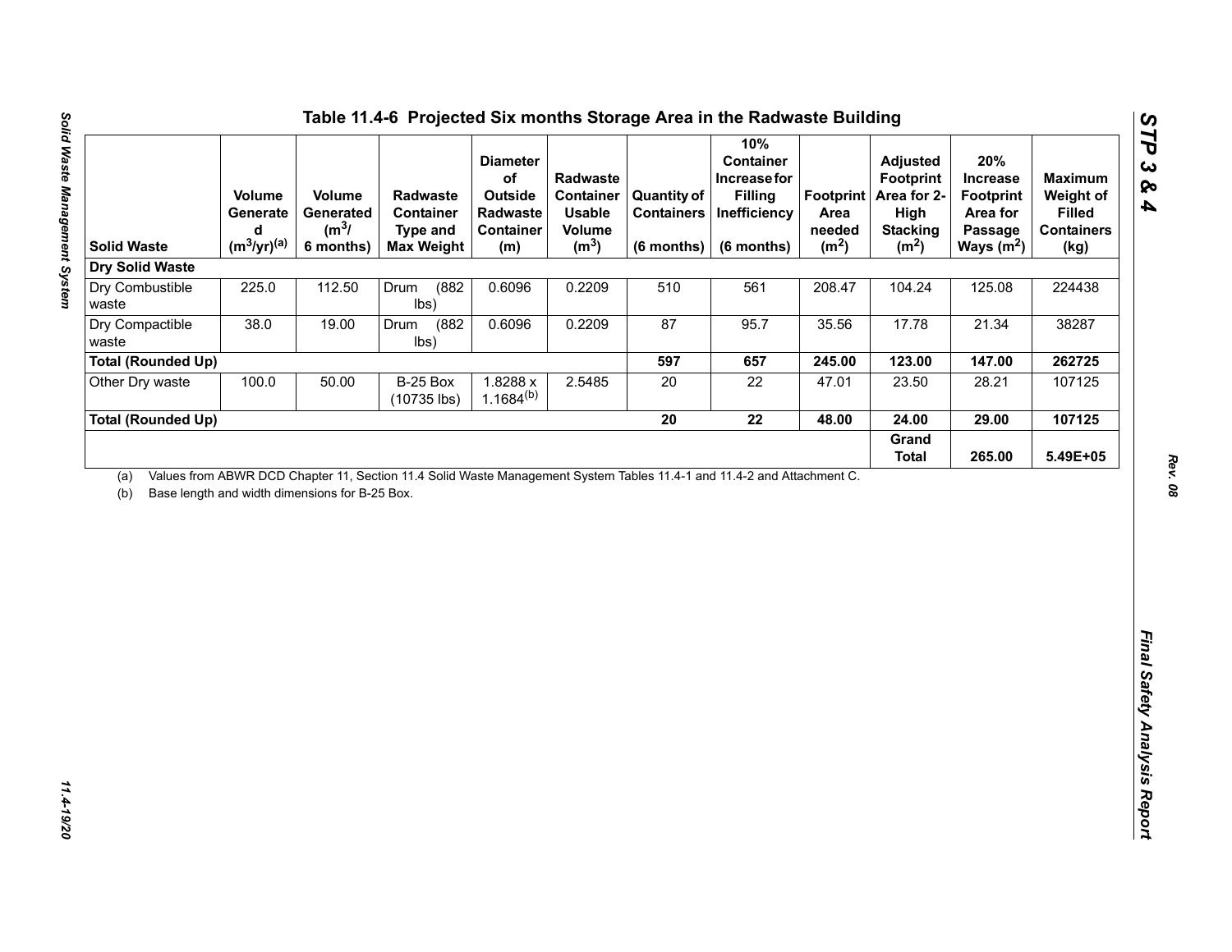# Table 11.4-6 Projected Six months Storage Area in the Radwaste Building

| Solid Waste | Volume Generated ($m^3$/yr)[(a)] | Volume Generated ($m^3$/ 6 months) | Radwaste Container Type and Max Weight | Diameter of Outside Radwaste Container (m) | Radwaste Container Usable Volume ($m^3$) | Quantity of Containers (6 months) | 10% Container Increase for Filling Inefficiency (6 months) | Footprint Area needed ($m^2$) | Adjusted Footprint Area for 2-High Stacking ($m^2$) | 20% Increase Footprint Area for Passage Ways ($m^2$) | Maximum Weight of Filled Containers (kg) |
|---|---|---|---|---|---|---|---|---|---|---|---|
| **Dry Solid Waste** | | | | | | | | | | | |
| Dry Combustible waste | 225.0 | 112.50 | Drum (882 lbs) | 0.6096 | 0.2209 | 510 | 561 | 208.47 | 104.24 | 125.08 | 224438 |
| Dry Compactible waste | 38.0 | 19.00 | Drum (882 lbs) | 0.6096 | 0.2209 | 87 | 95.7 | 35.56 | 17.78 | 21.34 | 38287 |
| **Total (Rounded Up)** | | | | | | **597** | **657** | **245.00** | **123.00** | **147.00** | **262725** |
| Other Dry waste | 100.0 | 50.00 | B-25 Box (10735 lbs) | 1.8288 x 1.1684[(b)] | 2.5485 | 20 | 22 | 47.01 | 23.50 | 28.21 | 107125 |
| **Total (Rounded Up)** | | | | | | **20** | **22** | **48.00** | **24.00** | **29.00** | **107125** |
| | | | | | | | | | **Grand Total** | **265.00** | **5.49E+05** |

(a) Values from ABWR DCD Chapter 11, Section 11.4 Solid Waste Management System Tables 11.4-1 and 11.4-2 and Attachment C.

(b) Base length and width dimensions for B-25 Box.